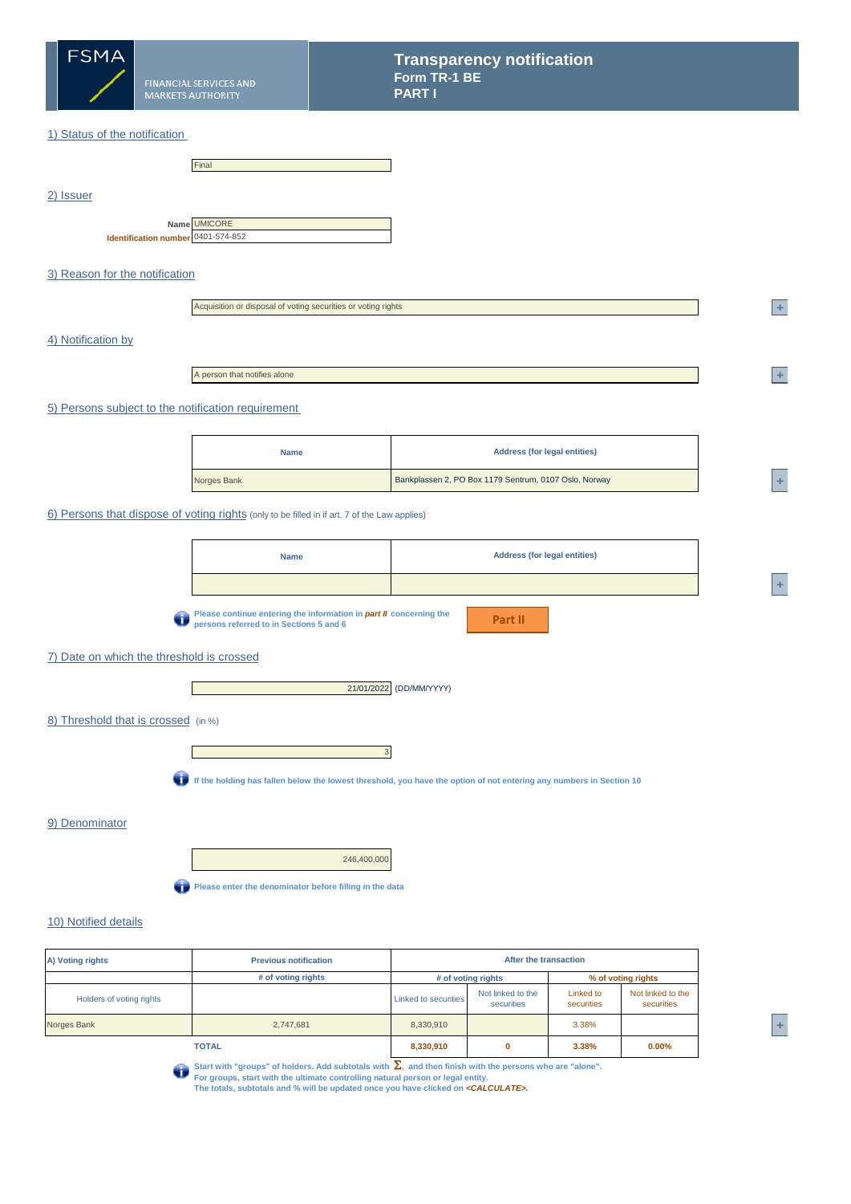FSMA

FINANCIAL SERVICES AND MARKETS AUTHORITY

# Transparency notification
## Form TR-1 BE
## PART I

### 1) Status of the notification

Final

### 2) Issuer

**Name** UMICORE

**Identification number** 0401-574-852

### 3) Reason for the notification

Acquisition or disposal of voting securities or voting rights

### 4) Notification by

A person that notifies alone

### 5) Persons subject to the notification requirement

| Name | Address (for legal entities) |
|---|---|
| Norges Bank | Bankplassen 2, PO Box 1179 Sentrum, 0107 Oslo, Norway |

### 6) Persons that dispose of voting rights (only to be filled in if art. 7 of the Law applies)

| Name | Address (for legal entities) |
|---|---|
| | |

Please continue entering the information in *part II* concerning the persons referred to in Sections 5 and 6

Part II

### 7) Date on which the threshold is crossed

21/01/2022 (DD/MM/YYYY)

### 8) Threshold that is crossed (in %)

3

If the holding has fallen below the lowest threshold, you have the option of not entering any numbers in Section 10

### 9) Denominator

246,400,000

Please enter the denominator before filling in the data

### 10) Notified details

| A) Voting rights | Previous notification | After the transaction | | | |
|---|---|---|---|---|---|
| | # of voting rights | # of voting rights | | % of voting rights | |
| Holders of voting rights | | Linked to securities | Not linked to the securities | Linked to securities | Not linked to the securities |
| Norges Bank | 2,747,681 | 8,330,910 | | 3.38% | |
| | **TOTAL** | **8,330,910** | **0** | **3.38%** | **0.00%** |

Start with "groups" of holders. Add subtotals with $\Sigma$, and then finish with the persons who are "alone".
For groups, start with the ultimate controlling natural person or legal entity.
The totals, subtotals and % will be updated once you have clicked on *<CALCULATE>*.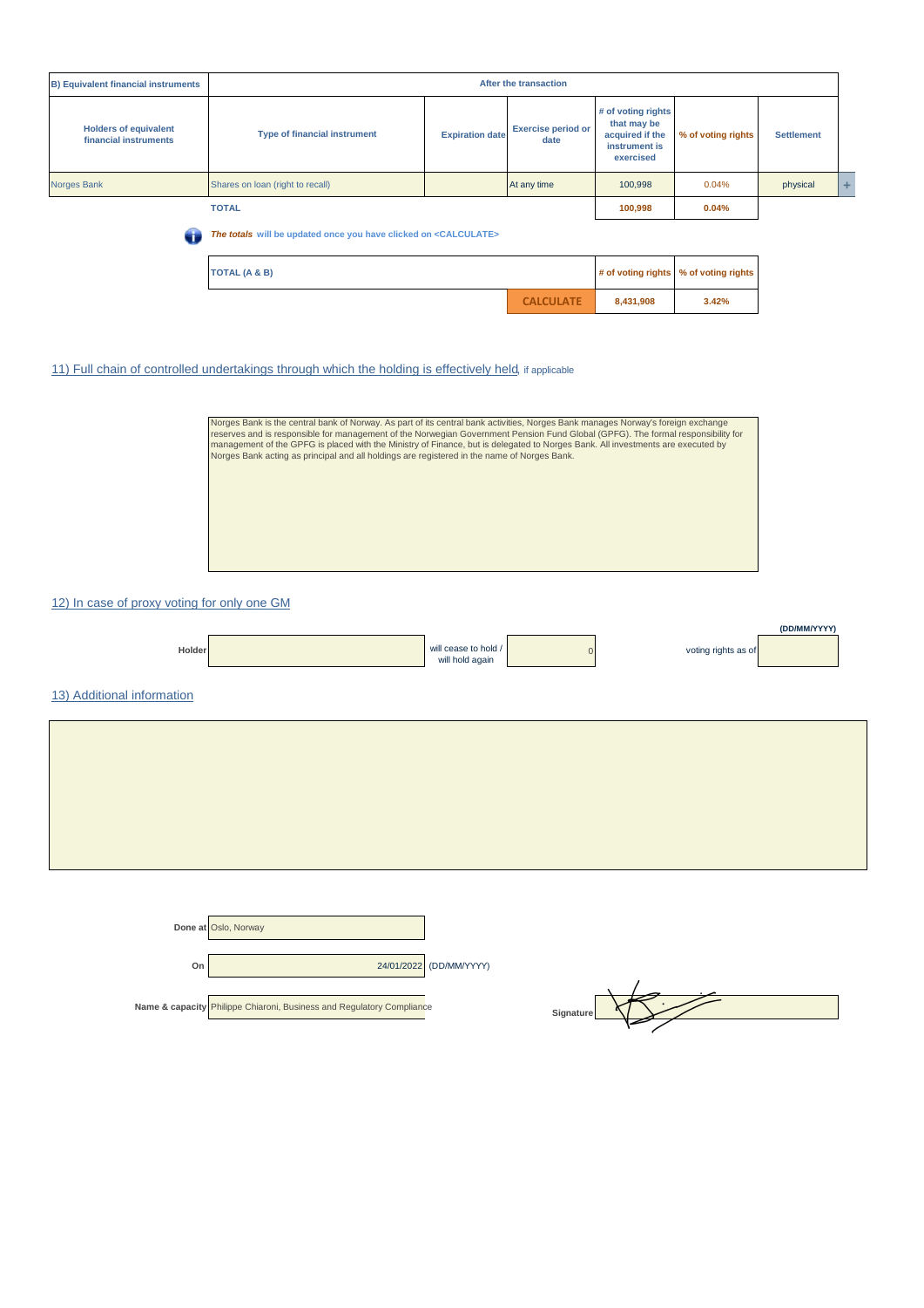| B) Equivalent financial instruments | After the transaction | | | | | |
|---|---|---|---|---|---|---|
| Holders of equivalent financial instruments | Type of financial instrument | Expiration date | Exercise period or date | # of voting rights that may be acquired if the instrument is exercised | % of voting rights | Settlement |
| Norges Bank | Shares on loan (right to recall) | | At any time | 100,998 | 0.04% | physical |
| | TOTAL | | | 100,998 | 0.04% | |

*The totals* will be updated once you have clicked on <CALCULATE>

| TOTAL (A & B) | | # of voting rights | % of voting rights |
|---|---|---|---|
| | CALCULATE | 8,431,908 | 3.42% |

## 11) Full chain of controlled undertakings through which the holding is effectively held, if applicable

Norges Bank is the central bank of Norway. As part of its central bank activities, Norges Bank manages Norway's foreign exchange reserves and is responsible for management of the Norwegian Government Pension Fund Global (GPFG). The formal responsibility for management of the GPFG is placed with the Ministry of Finance, but is delegated to Norges Bank. All investments are executed by Norges Bank acting as principal and all holdings are registered in the name of Norges Bank.

## 12) In case of proxy voting for only one GM

Holder: | will cease to hold / will hold again: 0 | voting rights as of (DD/MM/YYYY):

## 13) Additional information

Done at: Oslo, Norway

On: 24/01/2022 (DD/MM/YYYY)

Name & capacity: Philippe Chiaroni, Business and Regulatory Compliance

Signature: [signature]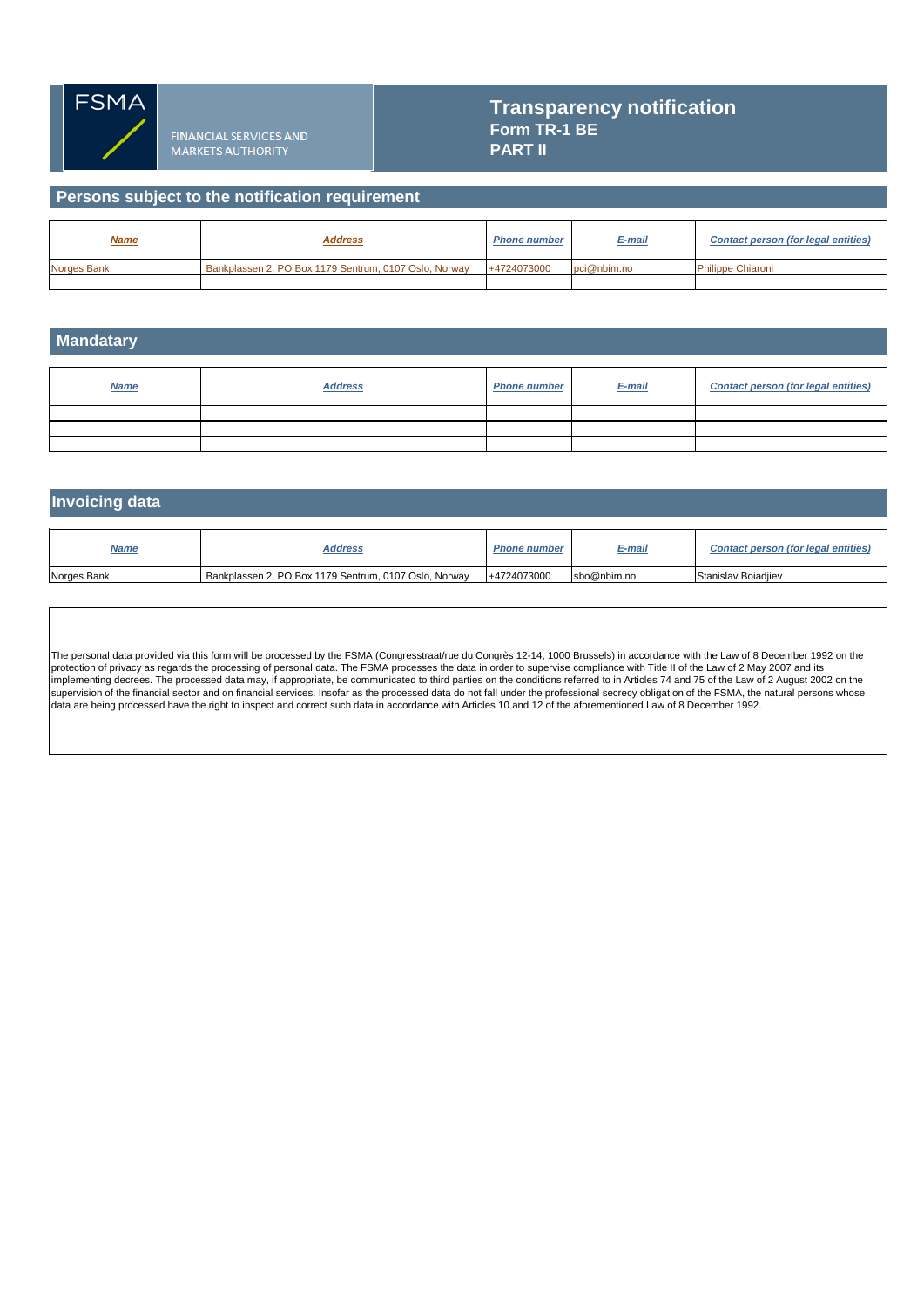FSMA

FINANCIAL SERVICES AND MARKETS AUTHORITY

# Transparency notification
## Form TR-1 BE
## PART II

## Persons subject to the notification requirement

| Name | Address | Phone number | E-mail | Contact person (for legal entities) |
|---|---|---|---|---|
| Norges Bank | Bankplassen 2, PO Box 1179 Sentrum, 0107 Oslo, Norway | +4724073000 | pci@nbim.no | Philippe Chiaroni |
| | | | | |

## Mandatary

| Name | Address | Phone number | E-mail | Contact person (for legal entities) |
|---|---|---|---|---|
| | | | | |
| | | | | |
| | | | | |

## Invoicing data

| Name | Address | Phone number | E-mail | Contact person (for legal entities) |
|---|---|---|---|---|
| Norges Bank | Bankplassen 2, PO Box 1179 Sentrum, 0107 Oslo, Norway | +4724073000 | sbo@nbim.no | Stanislav Boiadjiev |

The personal data provided via this form will be processed by the FSMA (Congresstraat/rue du Congrès 12-14, 1000 Brussels) in accordance with the Law of 8 December 1992 on the protection of privacy as regards the processing of personal data. The FSMA processes the data in order to supervise compliance with Title II of the Law of 2 May 2007 and its implementing decrees. The processed data may, if appropriate, be communicated to third parties on the conditions referred to in Articles 74 and 75 of the Law of 2 August 2002 on the supervision of the financial sector and on financial services. Insofar as the processed data do not fall under the professional secrecy obligation of the FSMA, the natural persons whose data are being processed have the right to inspect and correct such data in accordance with Articles 10 and 12 of the aforementioned Law of 8 December 1992.